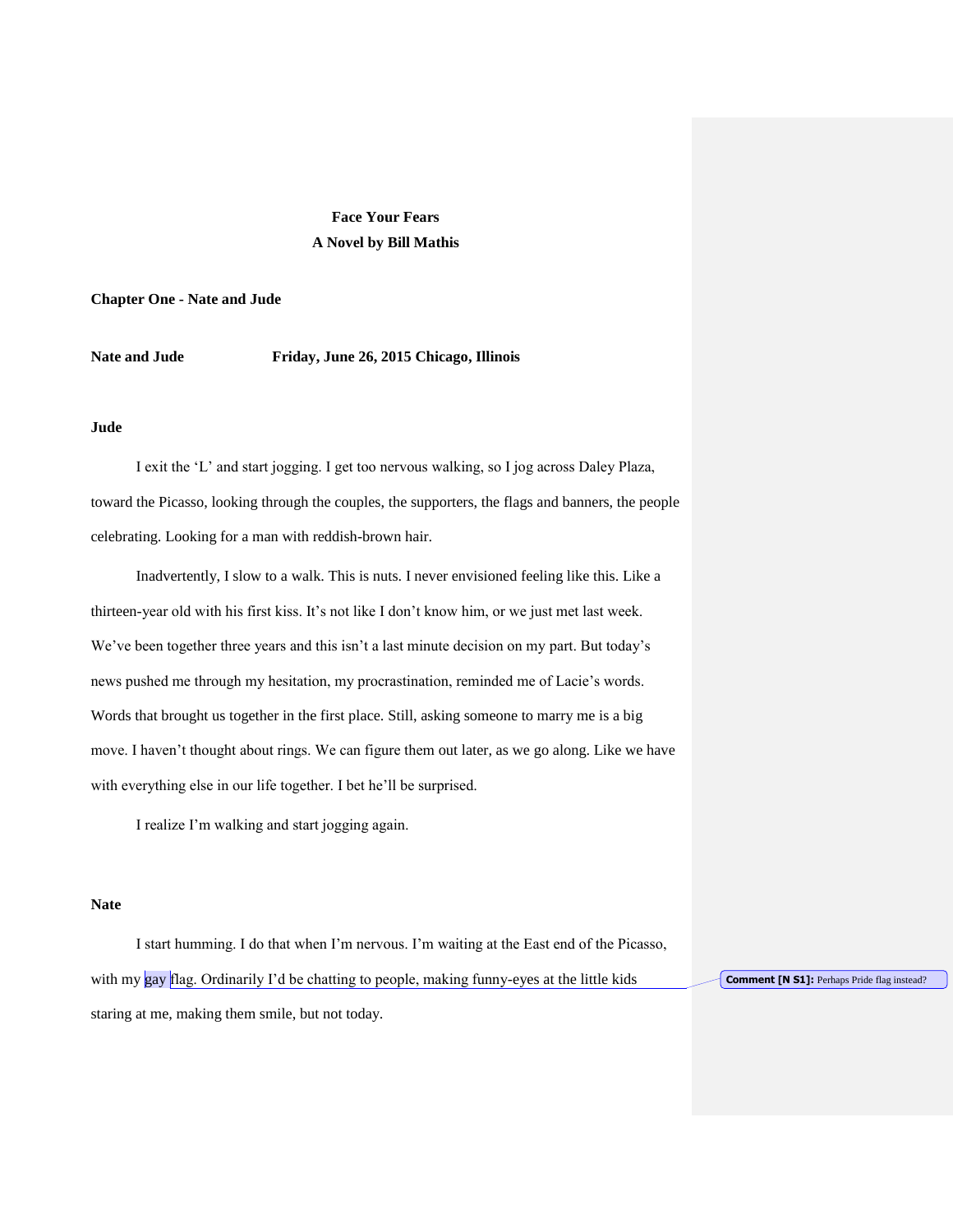# Face Your Fears

## A Novel by Bill Mathis

**Chapter One - Nate and Jude**

**Nate and Jude Friday, June 26, 2015 Chicago, Illinois**

**Jude**

I exit the 'L' and start jogging. I get too nervous walking, so I jog across Daley Plaza, toward the Picasso, looking through the couples, the supporters, the flags and banners, the people celebrating. Looking for a man with reddish-brown hair.

Inadvertently, I slow to a walk. This is nuts. I never envisioned feeling like this. Like a thirteen-year old with his first kiss. It's not like I don't know him, or we just met last week. We've been together three years and this isn't a last minute decision on my part. But today's news pushed me through my hesitation, my procrastination, reminded me of Lacie's words. Words that brought us together in the first place. Still, asking someone to marry me is a big move. I haven't thought about rings. We can figure them out later, as we go along. Like we have with everything else in our life together. I bet he'll be surprised.

I realize I'm walking and start jogging again.

**Nate**

I start humming. I do that when I'm nervous. I'm waiting at the East end of the Picasso, with my gay flag. Ordinarily I'd be chatting to people, making funny-eyes at the little kids staring at me, making them smile, but not today.

**Comment [N S1]:** Perhaps Pride flag instead?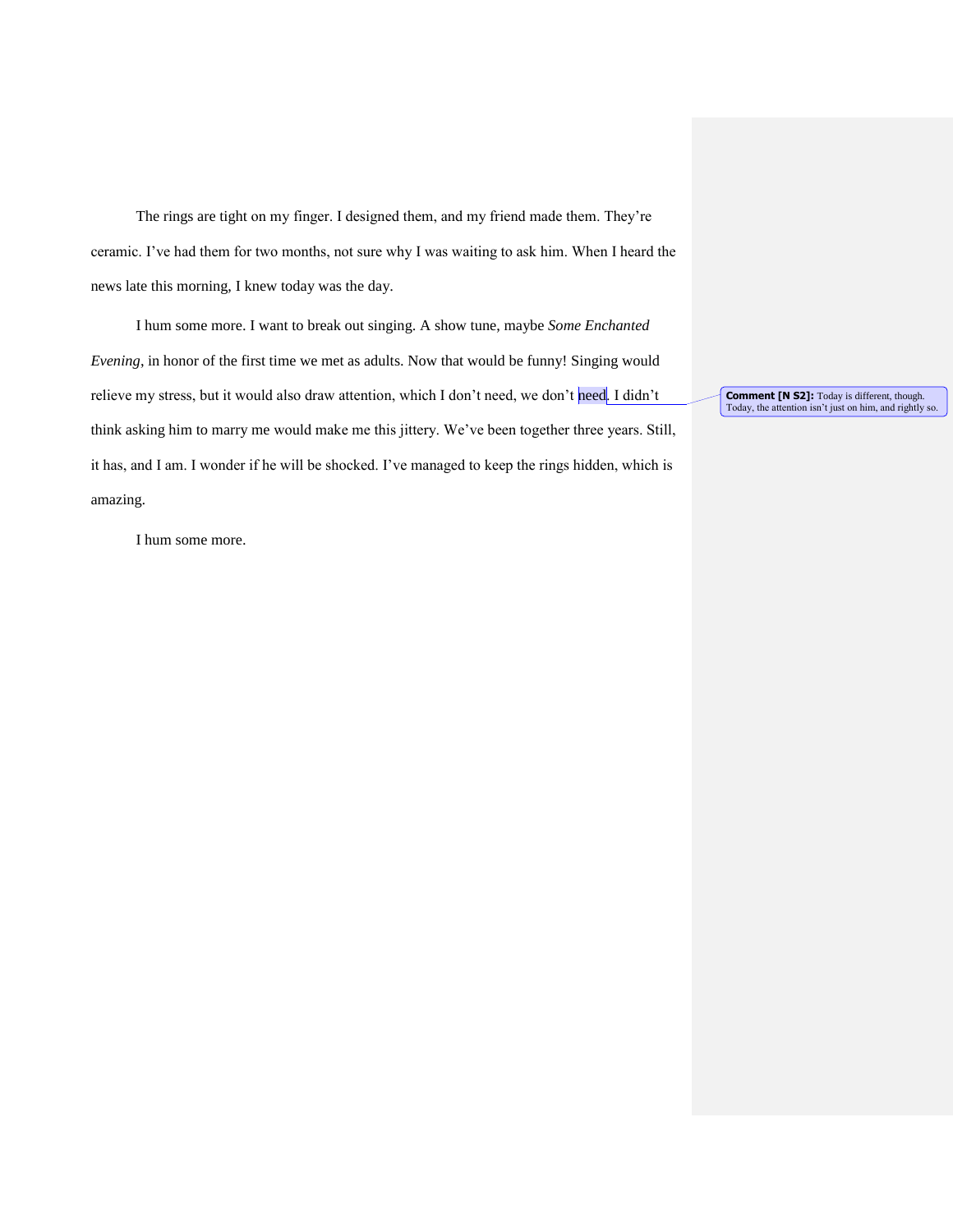The rings are tight on my finger. I designed them, and my friend made them. They're ceramic. I've had them for two months, not sure why I was waiting to ask him. When I heard the news late this morning, I knew today was the day.

I hum some more. I want to break out singing. A show tune, maybe *Some Enchanted Evening*, in honor of the first time we met as adults. Now that would be funny! Singing would relieve my stress, but it would also draw attention, which I don't need, we don't need. I didn't think asking him to marry me would make me this jittery. We've been together three years. Still, it has, and I am. I wonder if he will be shocked. I've managed to keep the rings hidden, which is amazing.

I hum some more.

**Comment [N S2]:** Today is different, though. Today, the attention isn't just on him, and rightly so.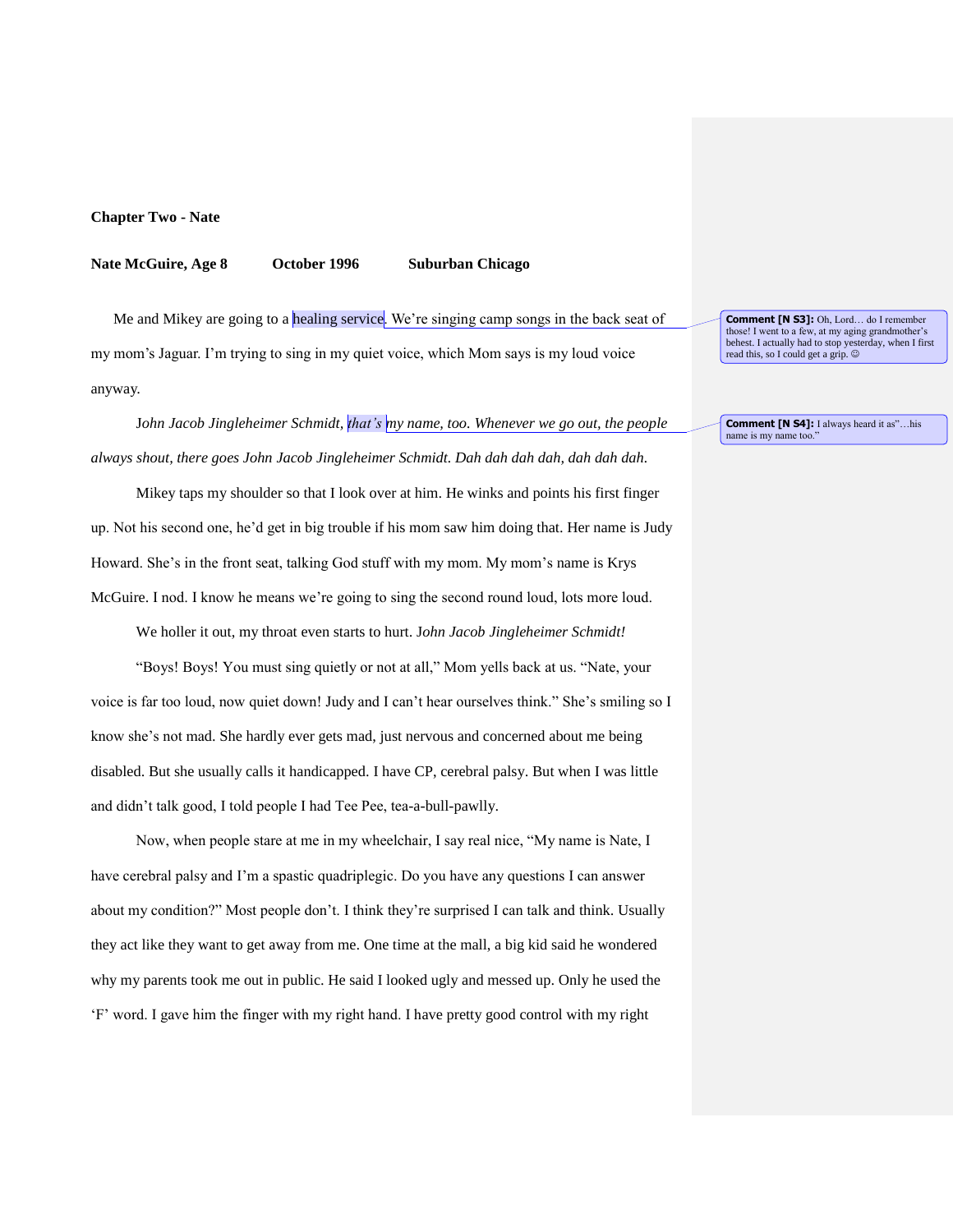**Chapter Two - Nate**

**Nate McGuire, Age 8 October 1996 Suburban Chicago**

Me and Mikey are going to a healing service. We're singing camp songs in the back seat of my mom's Jaguar. I'm trying to sing in my quiet voice, which Mom says is my loud voice anyway.

*John Jacob Jingleheimer Schmidt, that's my name, too. Whenever we go out, the people always shout, there goes John Jacob Jingleheimer Schmidt. Dah dah dah dah, dah dah dah.*

Mikey taps my shoulder so that I look over at him. He winks and points his first finger up. Not his second one, he'd get in big trouble if his mom saw him doing that. Her name is Judy Howard. She's in the front seat, talking God stuff with my mom. My mom's name is Krys McGuire. I nod. I know he means we're going to sing the second round loud, lots more loud.

We holler it out, my throat even starts to hurt. J*ohn Jacob Jingleheimer Schmidt!*

"Boys! Boys! You must sing quietly or not at all," Mom yells back at us. "Nate, your voice is far too loud, now quiet down! Judy and I can't hear ourselves think." She's smiling so I know she's not mad. She hardly ever gets mad, just nervous and concerned about me being disabled. But she usually calls it handicapped. I have CP, cerebral palsy. But when I was little and didn't talk good, I told people I had Tee Pee, tea-a-bull-pawlly.

Now, when people stare at me in my wheelchair, I say real nice, "My name is Nate, I have cerebral palsy and I'm a spastic quadriplegic. Do you have any questions I can answer about my condition?" Most people don't. I think they're surprised I can talk and think. Usually they act like they want to get away from me. One time at the mall, a big kid said he wondered why my parents took me out in public. He said I looked ugly and messed up. Only he used the 'F' word. I gave him the finger with my right hand. I have pretty good control with my right

**Comment [N S3]:** Oh, Lord… do I remember those! I went to a few, at my aging grandmother's behest. I actually had to stop yesterday, when I first read this, so I could get a grip. ☺

**Comment [N S4]:** I always heard it as"…his name is my name too."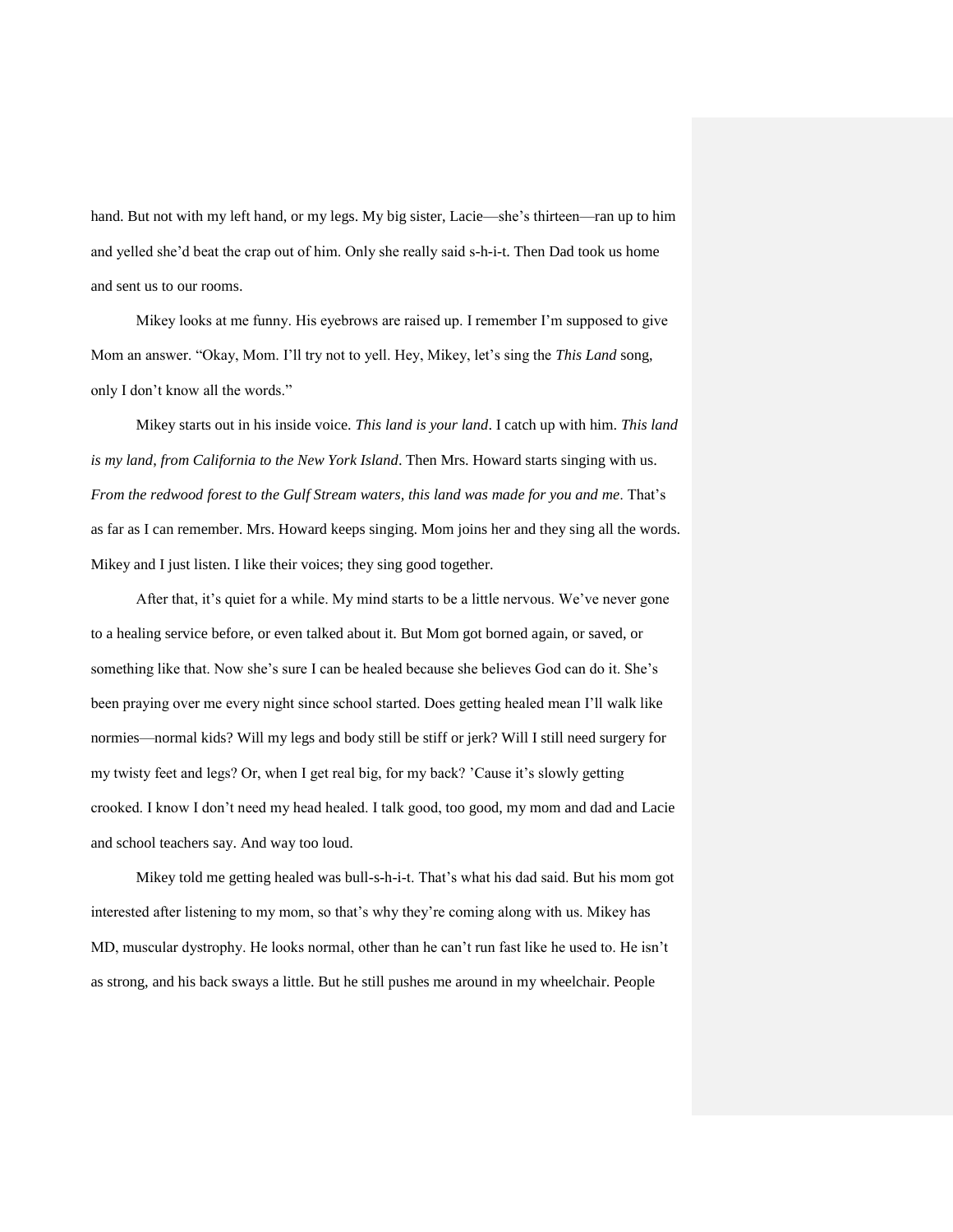hand. But not with my left hand, or my legs. My big sister, Lacie—she's thirteen—ran up to him and yelled she'd beat the crap out of him. Only she really said s-h-i-t. Then Dad took us home and sent us to our rooms.

Mikey looks at me funny. His eyebrows are raised up. I remember I'm supposed to give Mom an answer. "Okay, Mom. I'll try not to yell. Hey, Mikey, let's sing the *This Land* song, only I don't know all the words."

Mikey starts out in his inside voice. *This land is your land*. I catch up with him. *This land is my land, from California to the New York Island*. Then Mrs. Howard starts singing with us. *From the redwood forest to the Gulf Stream waters, this land was made for you and me*. That's as far as I can remember. Mrs. Howard keeps singing. Mom joins her and they sing all the words. Mikey and I just listen. I like their voices; they sing good together.

After that, it's quiet for a while. My mind starts to be a little nervous. We've never gone to a healing service before, or even talked about it. But Mom got borned again, or saved, or something like that. Now she's sure I can be healed because she believes God can do it. She's been praying over me every night since school started. Does getting healed mean I'll walk like normies—normal kids? Will my legs and body still be stiff or jerk? Will I still need surgery for my twisty feet and legs? Or, when I get real big, for my back? 'Cause it's slowly getting crooked. I know I don't need my head healed. I talk good, too good, my mom and dad and Lacie and school teachers say. And way too loud.

Mikey told me getting healed was bull-s-h-i-t. That's what his dad said. But his mom got interested after listening to my mom, so that's why they're coming along with us. Mikey has MD, muscular dystrophy. He looks normal, other than he can't run fast like he used to. He isn't as strong, and his back sways a little. But he still pushes me around in my wheelchair. People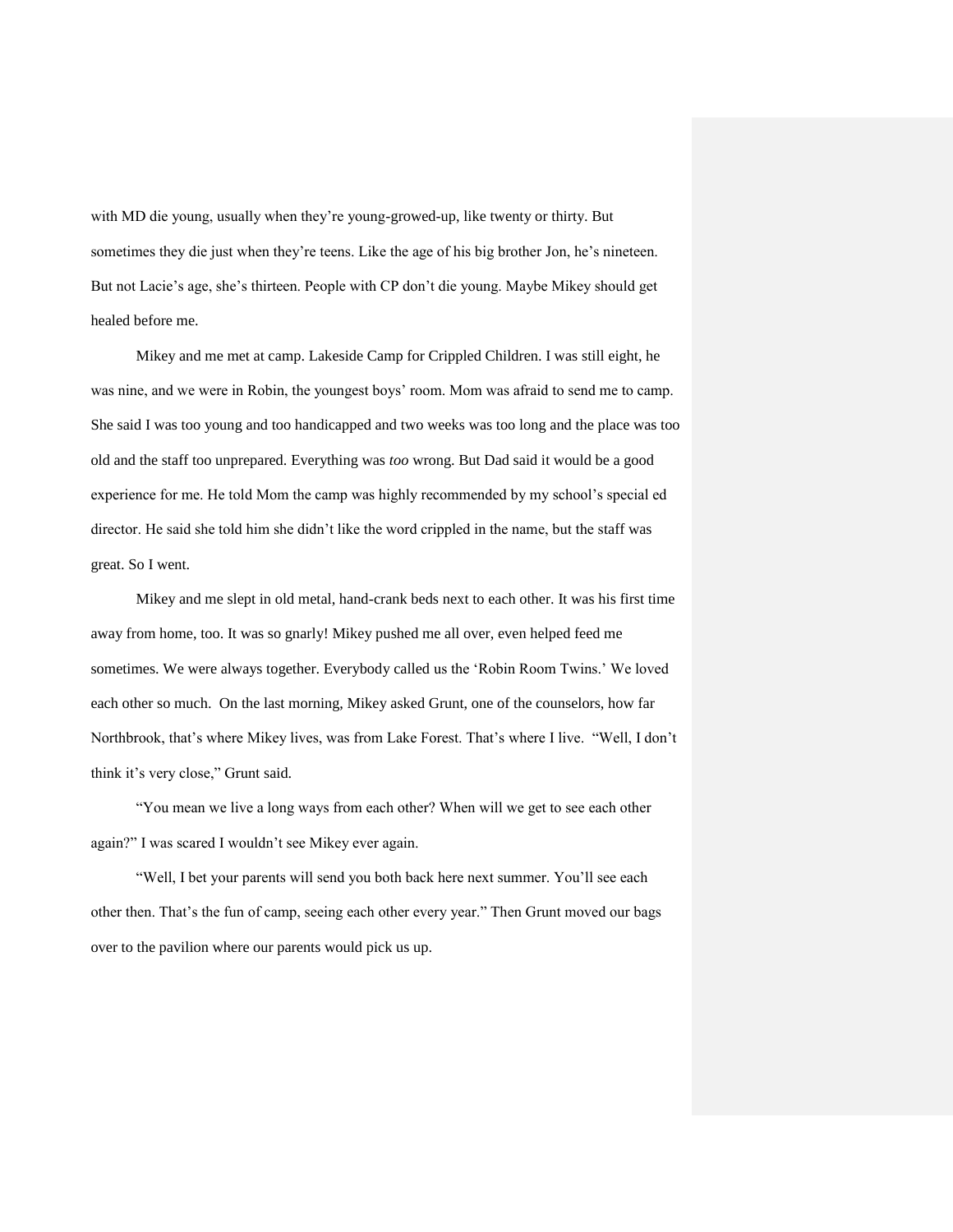with MD die young, usually when they're young-growed-up, like twenty or thirty. But sometimes they die just when they're teens. Like the age of his big brother Jon, he's nineteen. But not Lacie's age, she's thirteen. People with CP don't die young. Maybe Mikey should get healed before me.

Mikey and me met at camp. Lakeside Camp for Crippled Children. I was still eight, he was nine, and we were in Robin, the youngest boys' room. Mom was afraid to send me to camp. She said I was too young and too handicapped and two weeks was too long and the place was too old and the staff too unprepared. Everything was *too* wrong. But Dad said it would be a good experience for me. He told Mom the camp was highly recommended by my school's special ed director. He said she told him she didn't like the word crippled in the name, but the staff was great. So I went.

Mikey and me slept in old metal, hand-crank beds next to each other. It was his first time away from home, too. It was so gnarly! Mikey pushed me all over, even helped feed me sometimes. We were always together. Everybody called us the 'Robin Room Twins.' We loved each other so much. On the last morning, Mikey asked Grunt, one of the counselors, how far Northbrook, that's where Mikey lives, was from Lake Forest. That's where I live. "Well, I don't think it's very close," Grunt said.

"You mean we live a long ways from each other? When will we get to see each other again?" I was scared I wouldn't see Mikey ever again.

"Well, I bet your parents will send you both back here next summer. You'll see each other then. That's the fun of camp, seeing each other every year." Then Grunt moved our bags over to the pavilion where our parents would pick us up.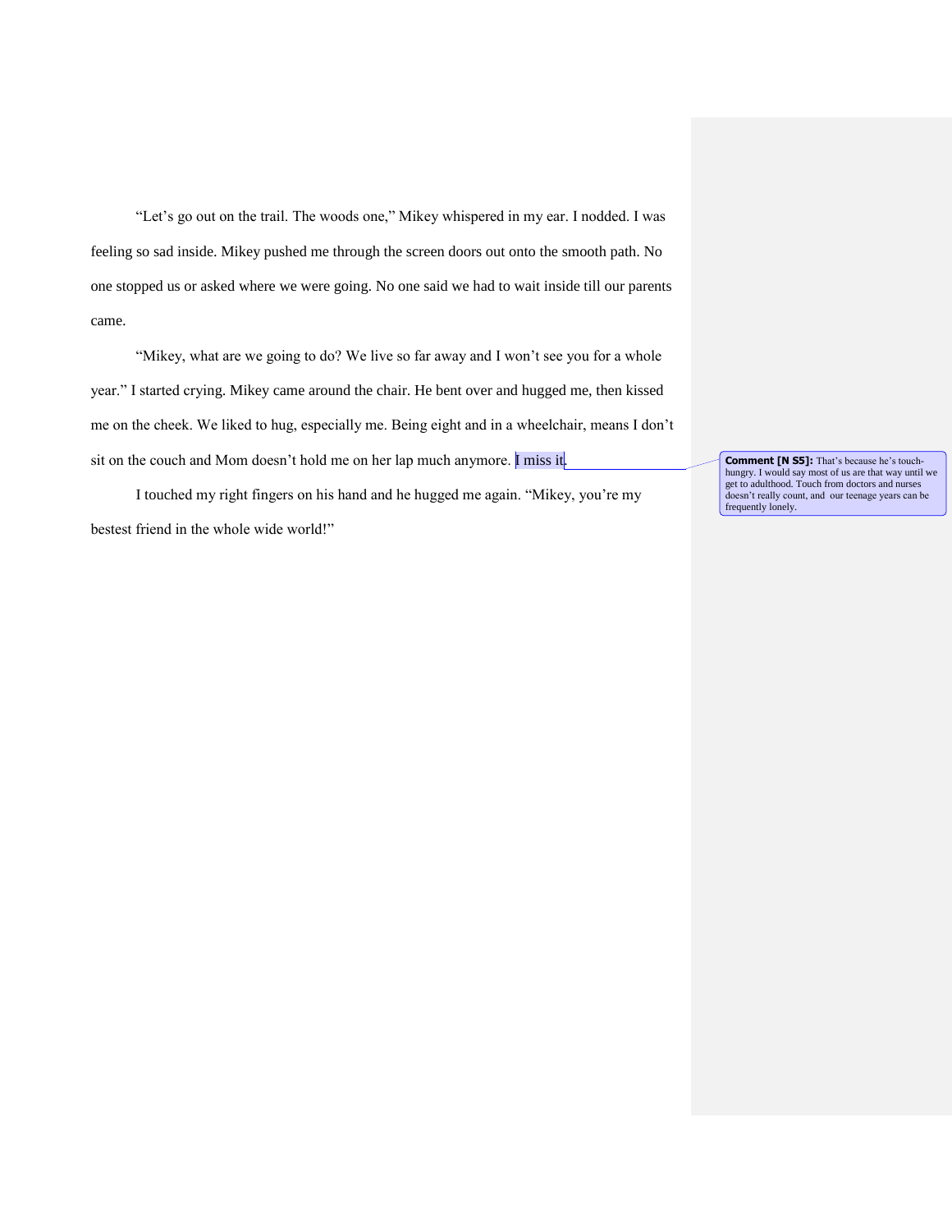"Let's go out on the trail. The woods one," Mikey whispered in my ear. I nodded. I was feeling so sad inside. Mikey pushed me through the screen doors out onto the smooth path. No one stopped us or asked where we were going. No one said we had to wait inside till our parents came.

"Mikey, what are we going to do? We live so far away and I won't see you for a whole year." I started crying. Mikey came around the chair. He bent over and hugged me, then kissed me on the cheek. We liked to hug, especially me. Being eight and in a wheelchair, means I don't sit on the couch and Mom doesn't hold me on her lap much anymore. I miss it.

I touched my right fingers on his hand and he hugged me again. "Mikey, you're my bestest friend in the whole wide world!"

**Comment [N S5]:** That's because he's touch-hungry. I would say most of us are that way until we get to adulthood. Touch from doctors and nurses doesn't really count, and our teenage years can be frequently lonely.